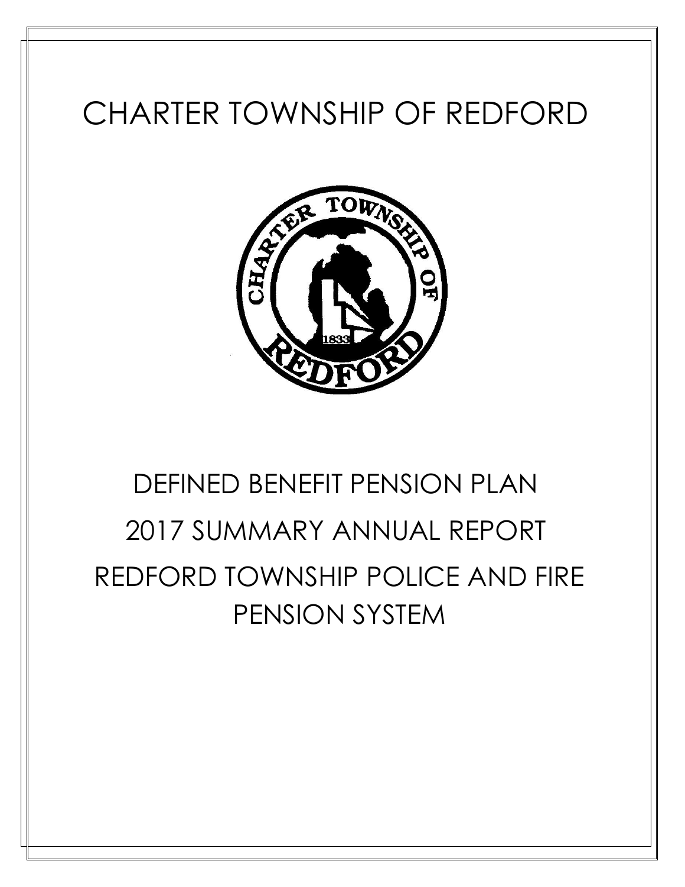# CHARTER TOWNSHIP OF REDFORD

## DEFINED BENEFIT PENSION PLAN

## 2017 SUMMARY ANNUAL REPORT

## REDFORD TOWNSHIP POLICE AND FIRE PENSION SYSTEM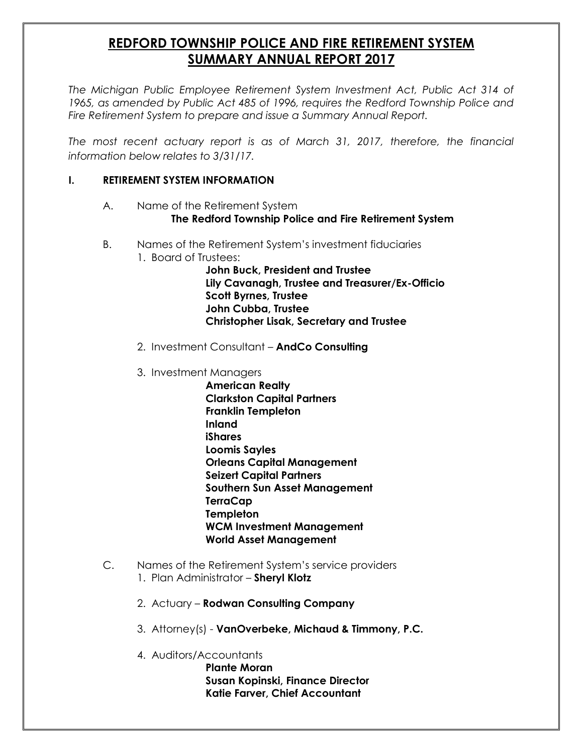# REDFORD TOWNSHIP POLICE AND FIRE RETIREMENT SYSTEM
# SUMMARY ANNUAL REPORT 2017

*The Michigan Public Employee Retirement System Investment Act, Public Act 314 of 1965, as amended by Public Act 485 of 1996, requires the Redford Township Police and Fire Retirement System to prepare and issue a Summary Annual Report.*

*The most recent actuary report is as of March 31, 2017, therefore, the financial information below relates to 3/31/17.*

## I. RETIREMENT SYSTEM INFORMATION

A. Name of the Retirement System

**The Redford Township Police and Fire Retirement System**

B. Names of the Retirement System's investment fiduciaries

1. Board of Trustees:

   **John Buck, President and Trustee**
   **Lily Cavanagh, Trustee and Treasurer/Ex-Officio**
   **Scott Byrnes, Trustee**
   **John Cubba, Trustee**
   **Christopher Lisak, Secretary and Trustee**

2. Investment Consultant – **AndCo Consulting**

3. Investment Managers

   **American Realty**
   **Clarkston Capital Partners**
   **Franklin Templeton**
   **Inland**
   **iShares**
   **Loomis Sayles**
   **Orleans Capital Management**
   **Seizert Capital Partners**
   **Southern Sun Asset Management**
   **TerraCap**
   **Templeton**
   **WCM Investment Management**
   **World Asset Management**

C. Names of the Retirement System's service providers

1. Plan Administrator – **Sheryl Klotz**

2. Actuary – **Rodwan Consulting Company**

3. Attorney(s) - **VanOverbeke, Michaud & Timmony, P.C.**

4. Auditors/Accountants

   **Plante Moran**
   **Susan Kopinski, Finance Director**
   **Katie Farver, Chief Accountant**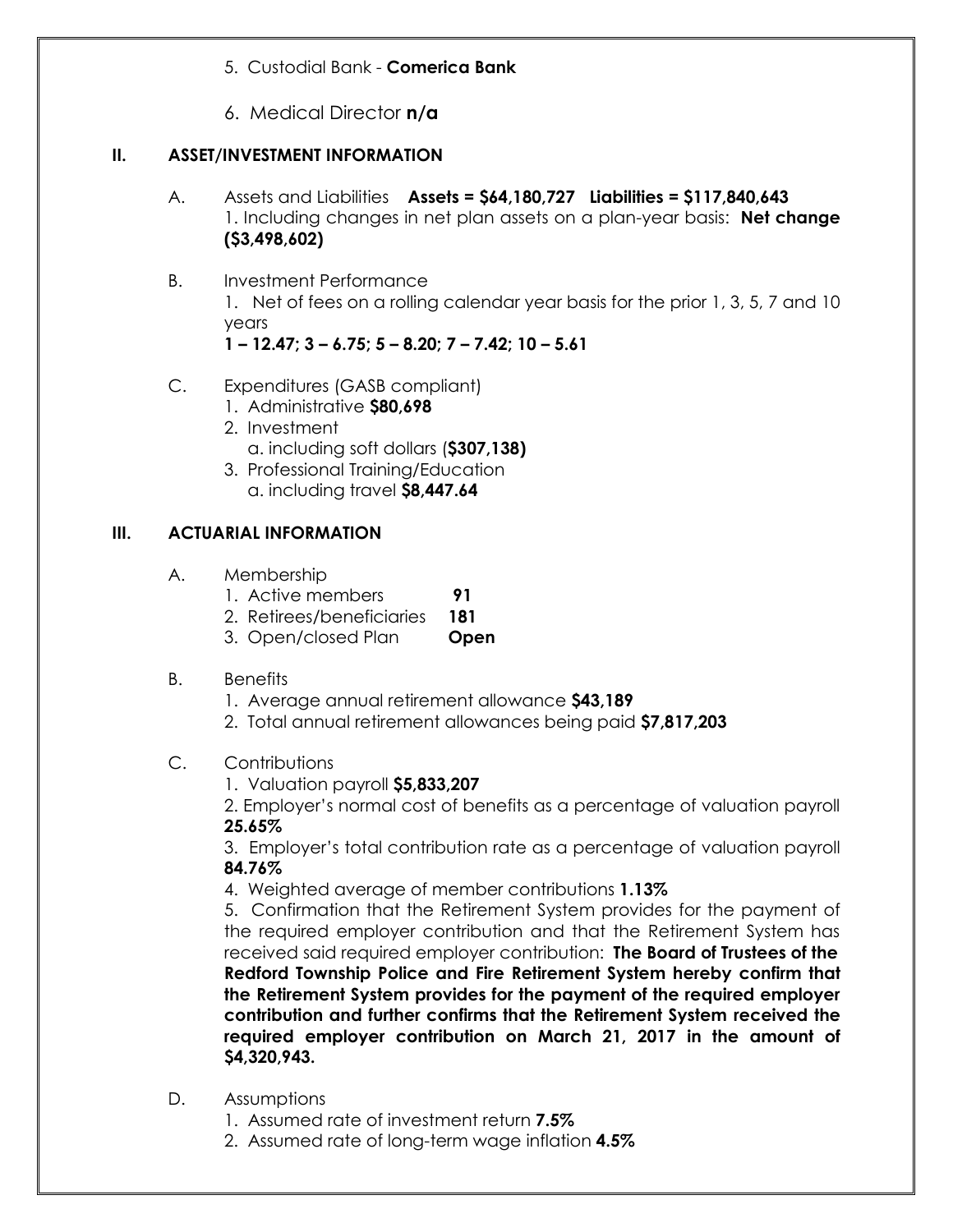5. Custodial Bank - **Comerica Bank**

6. Medical Director **n/a**

## II. ASSET/INVESTMENT INFORMATION

A. Assets and Liabilities **Assets = $64,180,727 Liabilities = $117,840,643**
   1. Including changes in net plan assets on a plan-year basis: **Net change ($3,498,602)**

B. Investment Performance
   1. Net of fees on a rolling calendar year basis for the prior 1, 3, 5, 7 and 10 years
   **1 – 12.47; 3 – 6.75; 5 – 8.20; 7 – 7.42; 10 – 5.61**

C. Expenditures (GASB compliant)
   1. Administrative **$80,698**
   2. Investment
      a. including soft dollars (**$307,138)**
   3. Professional Training/Education
      a. including travel **$8,447.64**

## III. ACTUARIAL INFORMATION

A. Membership
   1. Active members **91**
   2. Retirees/beneficiaries **181**
   3. Open/closed Plan **Open**

B. Benefits
   1. Average annual retirement allowance **$43,189**
   2. Total annual retirement allowances being paid **$7,817,203**

C. Contributions
   1. Valuation payroll **$5,833,207**
   2. Employer's normal cost of benefits as a percentage of valuation payroll **25.65%**
   3. Employer's total contribution rate as a percentage of valuation payroll **84.76%**
   4. Weighted average of member contributions **1.13%**
   5. Confirmation that the Retirement System provides for the payment of the required employer contribution and that the Retirement System has received said required employer contribution: **The Board of Trustees of the Redford Township Police and Fire Retirement System hereby confirm that the Retirement System provides for the payment of the required employer contribution and further confirms that the Retirement System received the required employer contribution on March 21, 2017 in the amount of $4,320,943.**

D. Assumptions
   1. Assumed rate of investment return **7.5%**
   2. Assumed rate of long-term wage inflation **4.5%**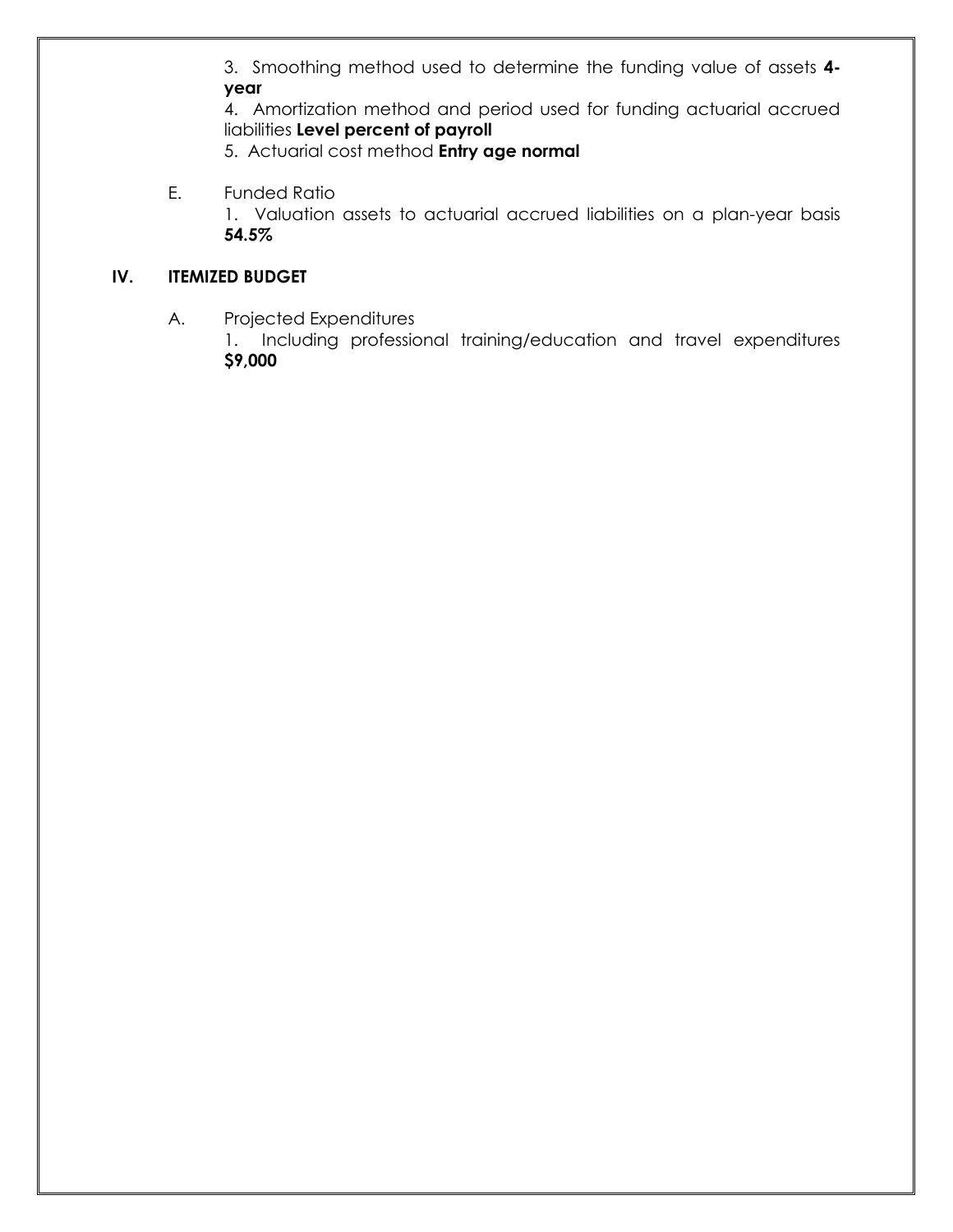3. Smoothing method used to determine the funding value of assets **4-year**

4. Amortization method and period used for funding actuarial accrued liabilities **Level percent of payroll**

5. Actuarial cost method **Entry age normal**

E. Funded Ratio

1. Valuation assets to actuarial accrued liabilities on a plan-year basis **54.5%**

## IV. ITEMIZED BUDGET

A. Projected Expenditures

1. Including professional training/education and travel expenditures **$9,000**